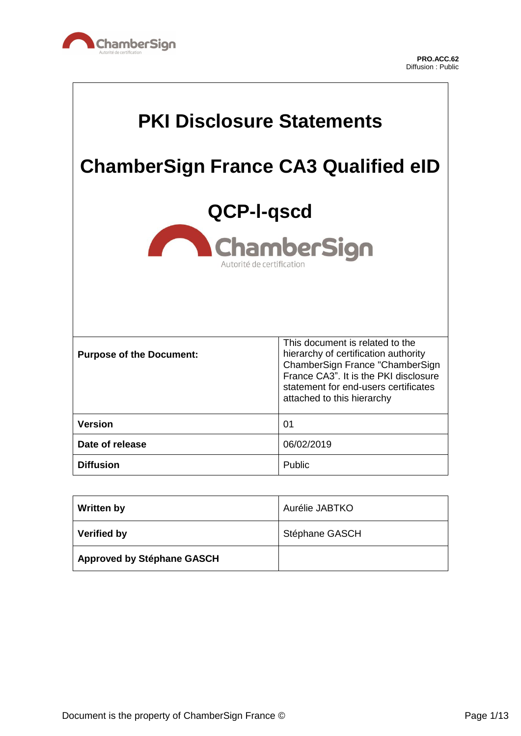PRO.ACC.62
Diffusion : Public

# PKI Disclosure Statements

# ChamberSign France CA3 Qualified eID

# QCP-l-qscd

| | |
|---|---|
| **Purpose of the Document:** | This document is related to the hierarchy of certification authority ChamberSign France "ChamberSign France CA3". It is the PKI disclosure statement for end-users certificates attached to this hierarchy |
| **Version** | 01 |
| **Date of release** | 06/02/2019 |
| **Diffusion** | Public |

| | |
|---|---|
| **Written by** | Aurélie JABTKO |
| **Verified by** | Stéphane GASCH |
| **Approved by Stéphane GASCH** | |

Document is the property of ChamberSign France ©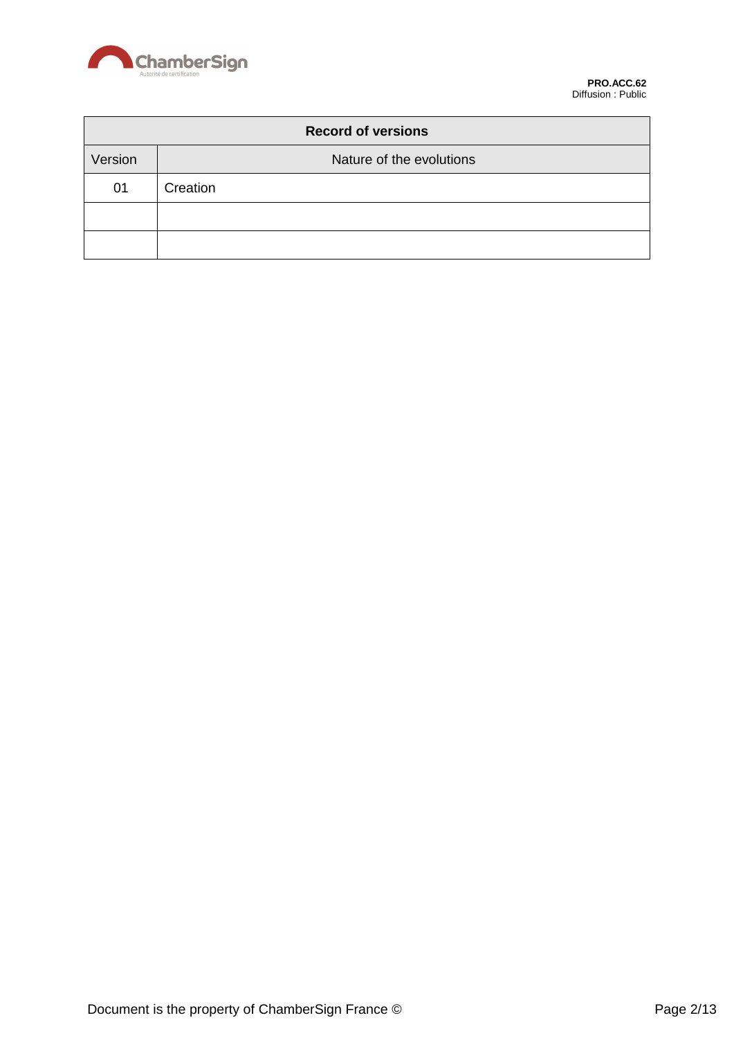| Record of versions | |
|---|---|
| Version | Nature of the evolutions |
| 01 | Creation |
| | |
| | |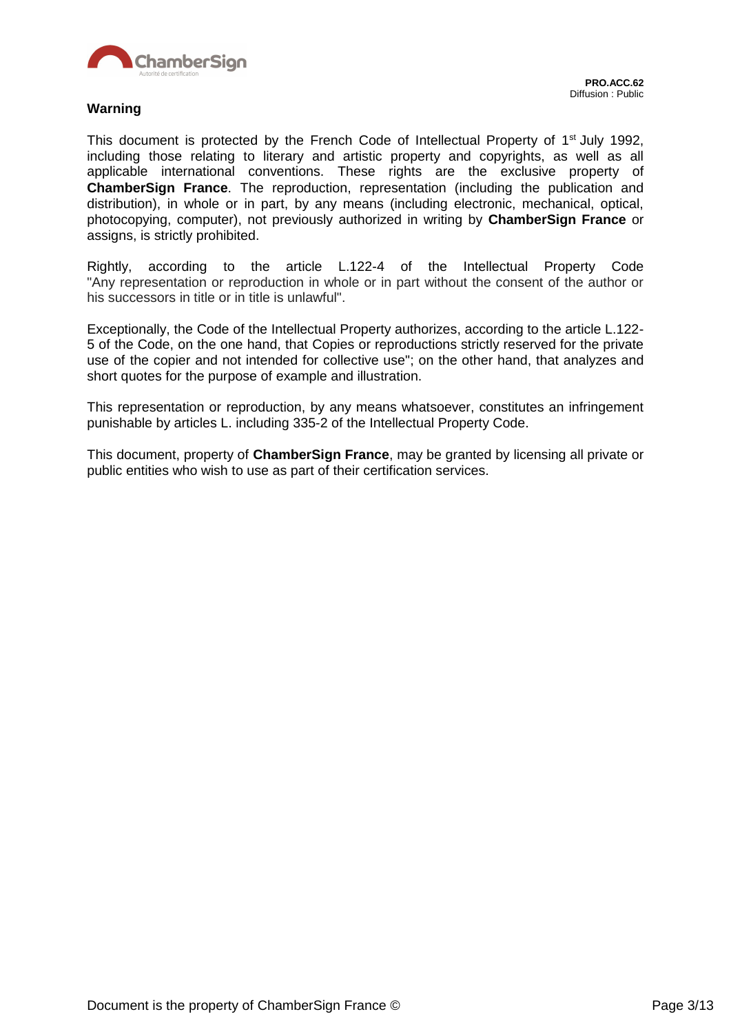## Warning

This document is protected by the French Code of Intellectual Property of 1st July 1992, including those relating to literary and artistic property and copyrights, as well as all applicable international conventions. These rights are the exclusive property of **ChamberSign France**. The reproduction, representation (including the publication and distribution), in whole or in part, by any means (including electronic, mechanical, optical, photocopying, computer), not previously authorized in writing by **ChamberSign France** or assigns, is strictly prohibited.

Rightly, according to the article L.122-4 of the Intellectual Property Code "Any representation or reproduction in whole or in part without the consent of the author or his successors in title or in title is unlawful".

Exceptionally, the Code of the Intellectual Property authorizes, according to the article L.122-5 of the Code, on the one hand, that Copies or reproductions strictly reserved for the private use of the copier and not intended for collective use"; on the other hand, that analyzes and short quotes for the purpose of example and illustration.

This representation or reproduction, by any means whatsoever, constitutes an infringement punishable by articles L. including 335-2 of the Intellectual Property Code.

This document, property of **ChamberSign France**, may be granted by licensing all private or public entities who wish to use as part of their certification services.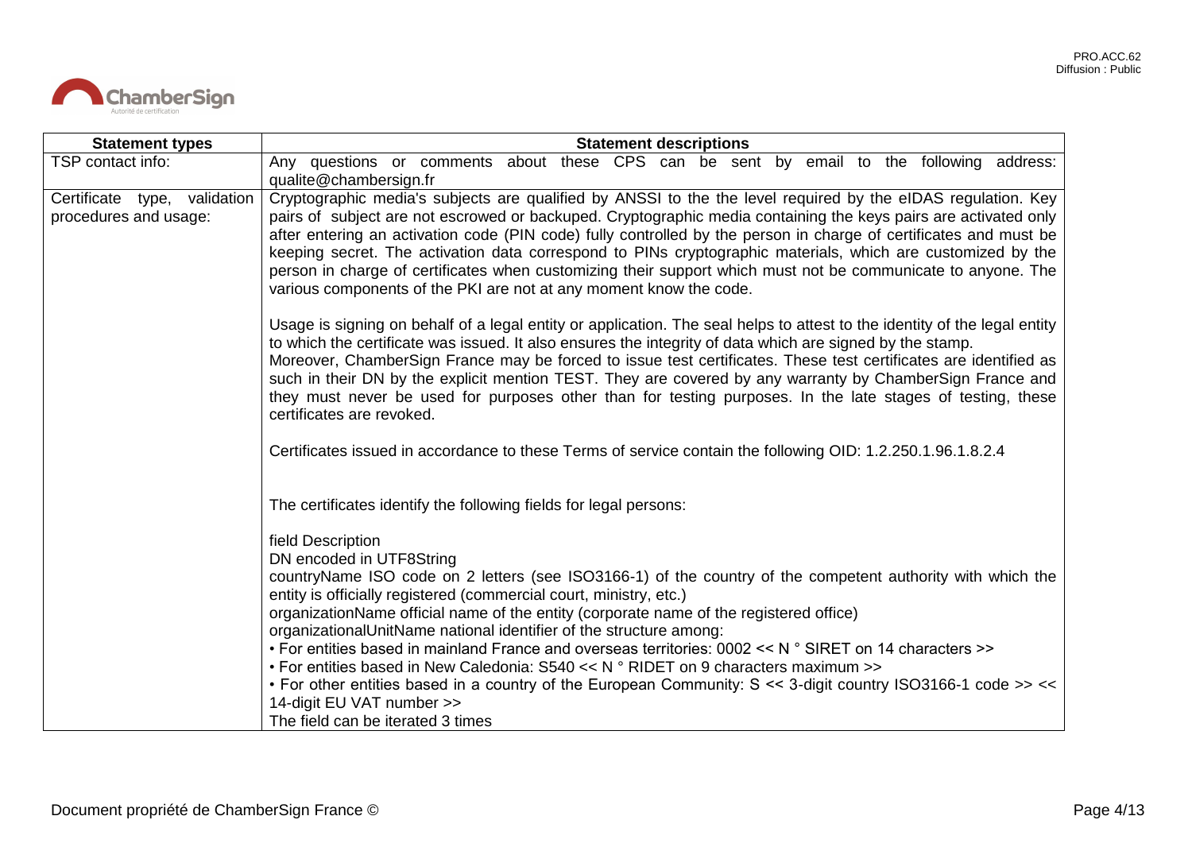| Statement types | Statement descriptions |
| --- | --- |
| TSP contact info: | Any questions or comments about these CPS can be sent by email to the following address: qualite@chambersign.fr |
| Certificate type, validation procedures and usage: | Cryptographic media's subjects are qualified by ANSSI to the the level required by the eIDAS regulation. Key pairs of subject are not escrowed or backuped. Cryptographic media containing the keys pairs are activated only after entering an activation code (PIN code) fully controlled by the person in charge of certificates and must be keeping secret. The activation data correspond to PINs cryptographic materials, which are customized by the person in charge of certificates when customizing their support which must not be communicate to anyone. The various components of the PKI are not at any moment know the code.<br><br>Usage is signing on behalf of a legal entity or application. The seal helps to attest to the identity of the legal entity to which the certificate was issued. It also ensures the integrity of data which are signed by the stamp.<br>Moreover, ChamberSign France may be forced to issue test certificates. These test certificates are identified as such in their DN by the explicit mention TEST. They are covered by any warranty by ChamberSign France and they must never be used for purposes other than for testing purposes. In the late stages of testing, these certificates are revoked.<br><br>Certificates issued in accordance to these Terms of service contain the following OID: 1.2.250.1.96.1.8.2.4<br><br>The certificates identify the following fields for legal persons:<br><br>field Description<br>DN encoded in UTF8String<br>countryName ISO code on 2 letters (see ISO3166-1) of the country of the competent authority with which the entity is officially registered (commercial court, ministry, etc.)<br>organizationName official name of the entity (corporate name of the registered office)<br>organizationalUnitName national identifier of the structure among:<br>• For entities based in mainland France and overseas territories: 0002 << N ° SIRET on 14 characters >><br>• For entities based in New Caledonia: S540 << N ° RIDET on 9 characters maximum >><br>• For other entities based in a country of the European Community: S << 3-digit country ISO3166-1 code >> << 14-digit EU VAT number >><br>The field can be iterated 3 times |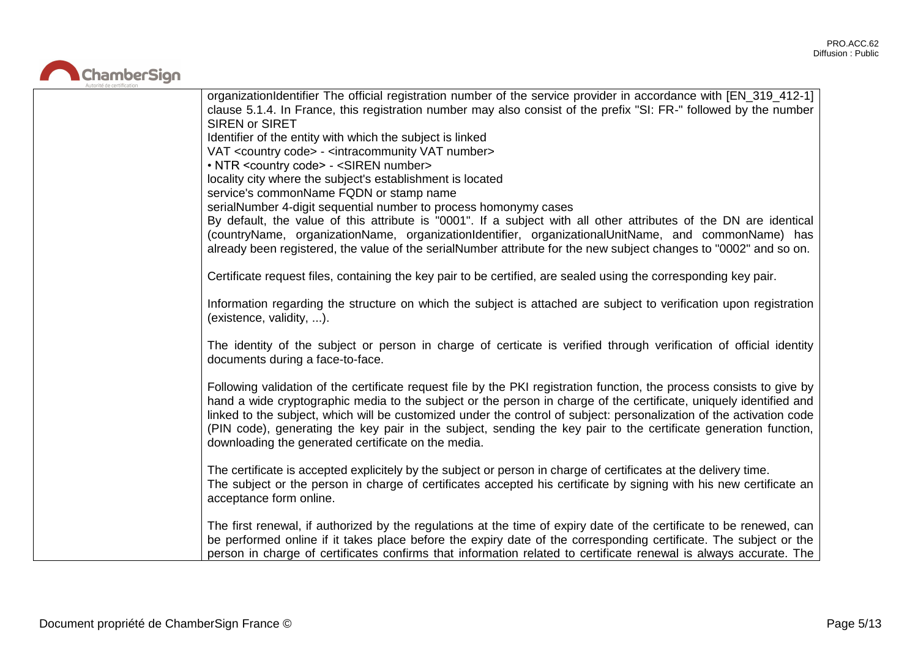| | |
|---|---|
| | organizationIdentifier The official registration number of the service provider in accordance with [EN_319_412-1] clause 5.1.4. In France, this registration number may also consist of the prefix "SI: FR-" followed by the number SIREN or SIRET<br>Identifier of the entity with which the subject is linked<br>VAT <country code> - <intracommunity VAT number><br>• NTR <country code> - <SIREN number><br>locality city where the subject's establishment is located<br>service's commonName FQDN or stamp name<br>serialNumber 4-digit sequential number to process homonymy cases<br>By default, the value of this attribute is "0001". If a subject with all other attributes of the DN are identical (countryName, organizationName, organizationIdentifier, organizationalUnitName, and commonName) has already been registered, the value of the serialNumber attribute for the new subject changes to "0002" and so on.<br><br>Certificate request files, containing the key pair to be certified, are sealed using the corresponding key pair.<br><br>Information regarding the structure on which the subject is attached are subject to verification upon registration (existence, validity, ...).<br><br>The identity of the subject or person in charge of certicate is verified through verification of official identity documents during a face-to-face.<br><br>Following validation of the certificate request file by the PKI registration function, the process consists to give by hand a wide cryptographic media to the subject or the person in charge of the certificate, uniquely identified and linked to the subject, which will be customized under the control of subject: personalization of the activation code (PIN code), generating the key pair in the subject, sending the key pair to the certificate generation function, downloading the generated certificate on the media.<br><br>The certificate is accepted explicitely by the subject or person in charge of certificates at the delivery time.<br>The subject or the person in charge of certificates accepted his certificate by signing with his new certificate an acceptance form online.<br><br>The first renewal, if authorized by the regulations at the time of expiry date of the certificate to be renewed, can be performed online if it takes place before the expiry date of the corresponding certificate. The subject or the person in charge of certificates confirms that information related to certificate renewal is always accurate. The |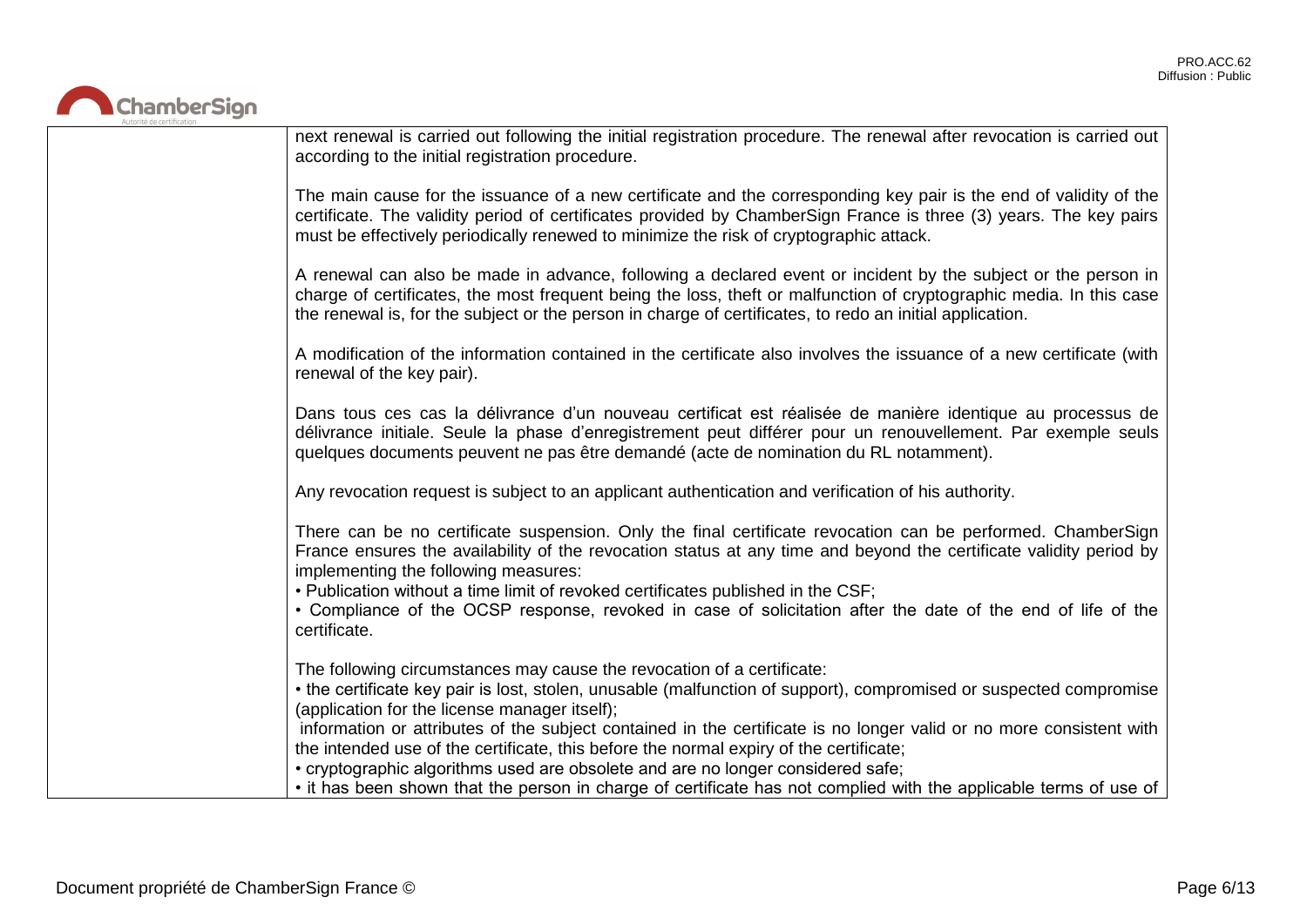| | |
|---|---|
| | next renewal is carried out following the initial registration procedure. The renewal after revocation is carried out according to the initial registration procedure.<br><br>The main cause for the issuance of a new certificate and the corresponding key pair is the end of validity of the certificate. The validity period of certificates provided by ChamberSign France is three (3) years. The key pairs must be effectively periodically renewed to minimize the risk of cryptographic attack.<br><br>A renewal can also be made in advance, following a declared event or incident by the subject or the person in charge of certificates, the most frequent being the loss, theft or malfunction of cryptographic media. In this case the renewal is, for the subject or the person in charge of certificates, to redo an initial application.<br><br>A modification of the information contained in the certificate also involves the issuance of a new certificate (with renewal of the key pair).<br><br>Dans tous ces cas la délivrance d'un nouveau certificat est réalisée de manière identique au processus de délivrance initiale. Seule la phase d'enregistrement peut différer pour un renouvellement. Par exemple seuls quelques documents peuvent ne pas être demandé (acte de nomination du RL notamment).<br><br>Any revocation request is subject to an applicant authentication and verification of his authority.<br><br>There can be no certificate suspension. Only the final certificate revocation can be performed. ChamberSign France ensures the availability of the revocation status at any time and beyond the certificate validity period by implementing the following measures:<br>• Publication without a time limit of revoked certificates published in the CSF;<br>• Compliance of the OCSP response, revoked in case of solicitation after the date of the end of life of the certificate.<br><br>The following circumstances may cause the revocation of a certificate:<br>• the certificate key pair is lost, stolen, unusable (malfunction of support), compromised or suspected compromise (application for the license manager itself);<br>information or attributes of the subject contained in the certificate is no longer valid or no more consistent with the intended use of the certificate, this before the normal expiry of the certificate;<br>• cryptographic algorithms used are obsolete and are no longer considered safe;<br>• it has been shown that the person in charge of certificate has not complied with the applicable terms of use of |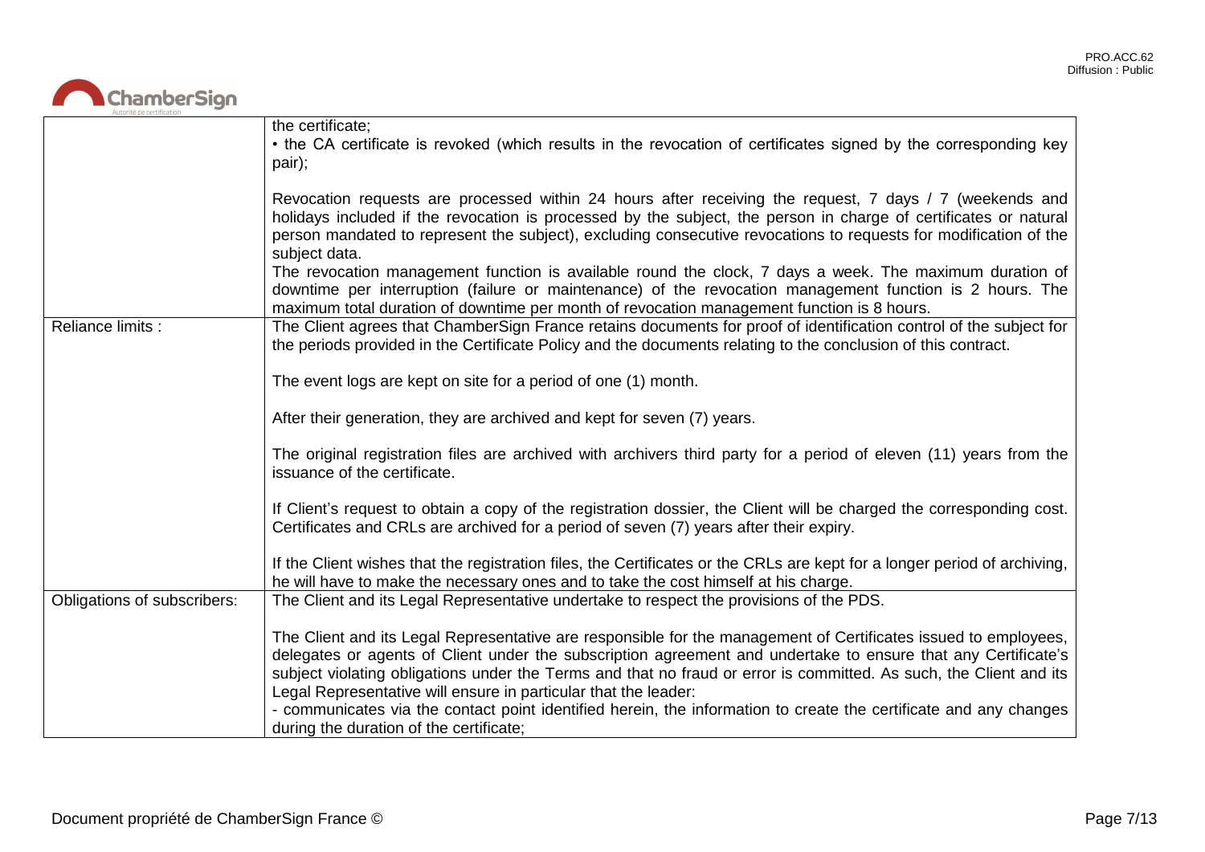| | |
|---|---|
| | the certificate;<br>• the CA certificate is revoked (which results in the revocation of certificates signed by the corresponding key pair);<br><br>Revocation requests are processed within 24 hours after receiving the request, 7 days / 7 (weekends and holidays included if the revocation is processed by the subject, the person in charge of certificates or natural person mandated to represent the subject), excluding consecutive revocations to requests for modification of the subject data.<br>The revocation management function is available round the clock, 7 days a week. The maximum duration of downtime per interruption (failure or maintenance) of the revocation management function is 2 hours. The maximum total duration of downtime per month of revocation management function is 8 hours. |
| Reliance limits : | The Client agrees that ChamberSign France retains documents for proof of identification control of the subject for the periods provided in the Certificate Policy and the documents relating to the conclusion of this contract.<br><br>The event logs are kept on site for a period of one (1) month.<br><br>After their generation, they are archived and kept for seven (7) years.<br><br>The original registration files are archived with archivers third party for a period of eleven (11) years from the issuance of the certificate.<br><br>If Client's request to obtain a copy of the registration dossier, the Client will be charged the corresponding cost. Certificates and CRLs are archived for a period of seven (7) years after their expiry.<br><br>If the Client wishes that the registration files, the Certificates or the CRLs are kept for a longer period of archiving, he will have to make the necessary ones and to take the cost himself at his charge. |
| Obligations of subscribers: | The Client and its Legal Representative undertake to respect the provisions of the PDS.<br><br>The Client and its Legal Representative are responsible for the management of Certificates issued to employees, delegates or agents of Client under the subscription agreement and undertake to ensure that any Certificate's subject violating obligations under the Terms and that no fraud or error is committed. As such, the Client and its Legal Representative will ensure in particular that the leader:<br>- communicates via the contact point identified herein, the information to create the certificate and any changes during the duration of the certificate; |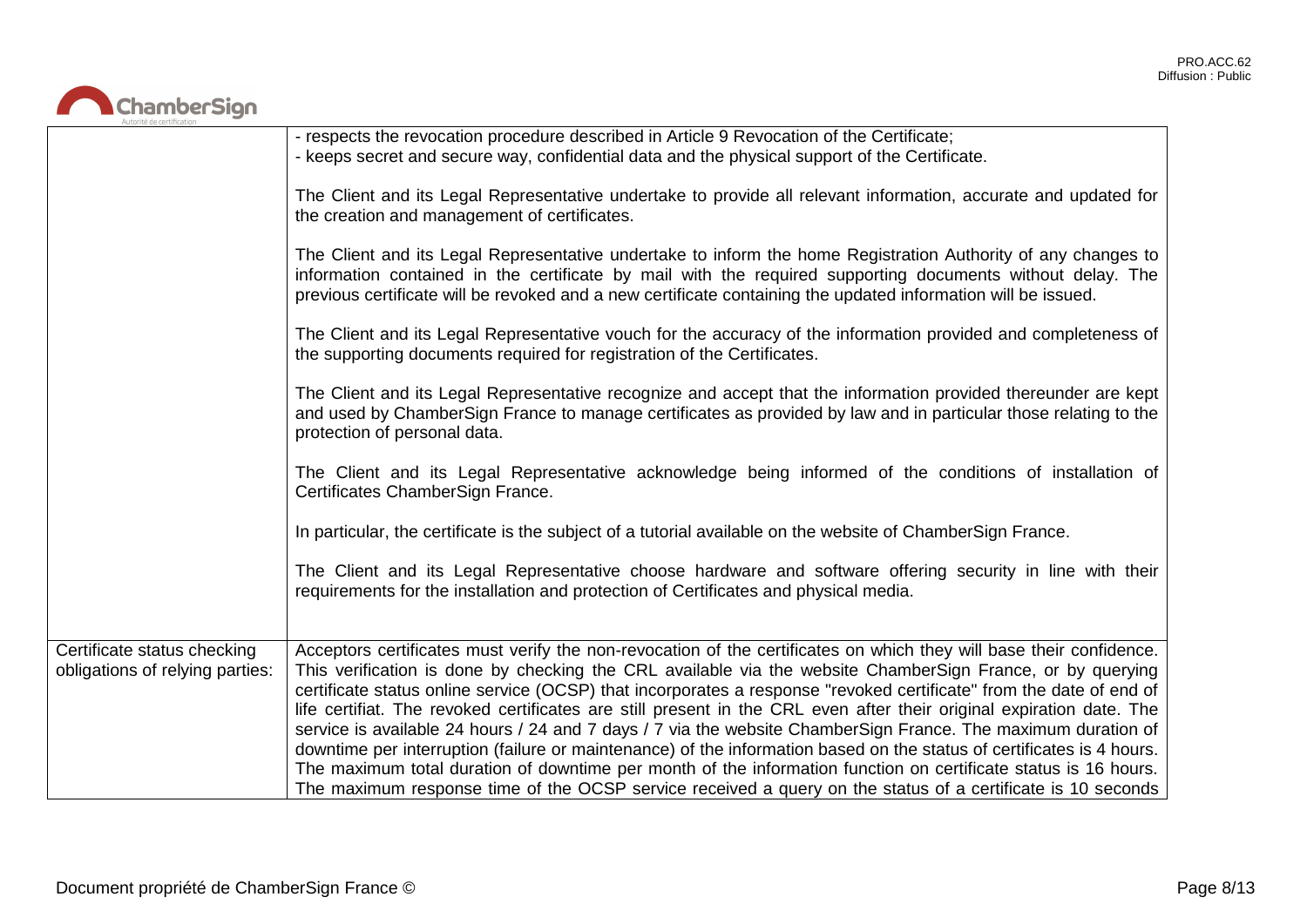| | |
|---|---|
| | - respects the revocation procedure described in Article 9 Revocation of the Certificate;<br>- keeps secret and secure way, confidential data and the physical support of the Certificate.<br><br>The Client and its Legal Representative undertake to provide all relevant information, accurate and updated for the creation and management of certificates.<br><br>The Client and its Legal Representative undertake to inform the home Registration Authority of any changes to information contained in the certificate by mail with the required supporting documents without delay. The previous certificate will be revoked and a new certificate containing the updated information will be issued.<br><br>The Client and its Legal Representative vouch for the accuracy of the information provided and completeness of the supporting documents required for registration of the Certificates.<br><br>The Client and its Legal Representative recognize and accept that the information provided thereunder are kept and used by ChamberSign France to manage certificates as provided by law and in particular those relating to the protection of personal data.<br><br>The Client and its Legal Representative acknowledge being informed of the conditions of installation of Certificates ChamberSign France.<br><br>In particular, the certificate is the subject of a tutorial available on the website of ChamberSign France.<br><br>The Client and its Legal Representative choose hardware and software offering security in line with their requirements for the installation and protection of Certificates and physical media. |
| Certificate status checking obligations of relying parties: | Acceptors certificates must verify the non-revocation of the certificates on which they will base their confidence. This verification is done by checking the CRL available via the website ChamberSign France, or by querying certificate status online service (OCSP) that incorporates a response "revoked certificate" from the date of end of life certifiat. The revoked certificates are still present in the CRL even after their original expiration date. The service is available 24 hours / 24 and 7 days / 7 via the website ChamberSign France. The maximum duration of downtime per interruption (failure or maintenance) of the information based on the status of certificates is 4 hours. The maximum total duration of downtime per month of the information function on certificate status is 16 hours. The maximum response time of the OCSP service received a query on the status of a certificate is 10 seconds |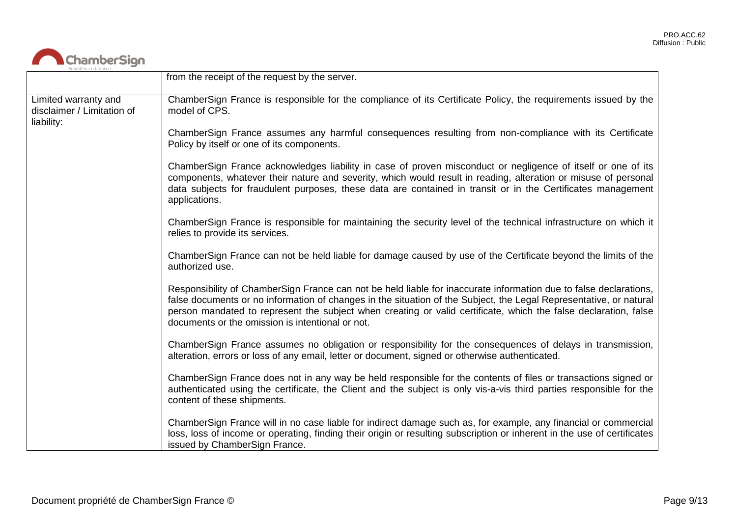| | |
|---|---|
| | from the receipt of the request by the server. |
| Limited warranty and disclaimer / Limitation of liability: | ChamberSign France is responsible for the compliance of its Certificate Policy, the requirements issued by the model of CPS.<br><br>ChamberSign France assumes any harmful consequences resulting from non-compliance with its Certificate Policy by itself or one of its components.<br><br>ChamberSign France acknowledges liability in case of proven misconduct or negligence of itself or one of its components, whatever their nature and severity, which would result in reading, alteration or misuse of personal data subjects for fraudulent purposes, these data are contained in transit or in the Certificates management applications.<br><br>ChamberSign France is responsible for maintaining the security level of the technical infrastructure on which it relies to provide its services.<br><br>ChamberSign France can not be held liable for damage caused by use of the Certificate beyond the limits of the authorized use.<br><br>Responsibility of ChamberSign France can not be held liable for inaccurate information due to false declarations, false documents or no information of changes in the situation of the Subject, the Legal Representative, or natural person mandated to represent the subject when creating or valid certificate, which the false declaration, false documents or the omission is intentional or not.<br><br>ChamberSign France assumes no obligation or responsibility for the consequences of delays in transmission, alteration, errors or loss of any email, letter or document, signed or otherwise authenticated.<br><br>ChamberSign France does not in any way be held responsible for the contents of files or transactions signed or authenticated using the certificate, the Client and the subject is only vis-a-vis third parties responsible for the content of these shipments.<br><br>ChamberSign France will in no case liable for indirect damage such as, for example, any financial or commercial loss, loss of income or operating, finding their origin or resulting subscription or inherent in the use of certificates issued by ChamberSign France. |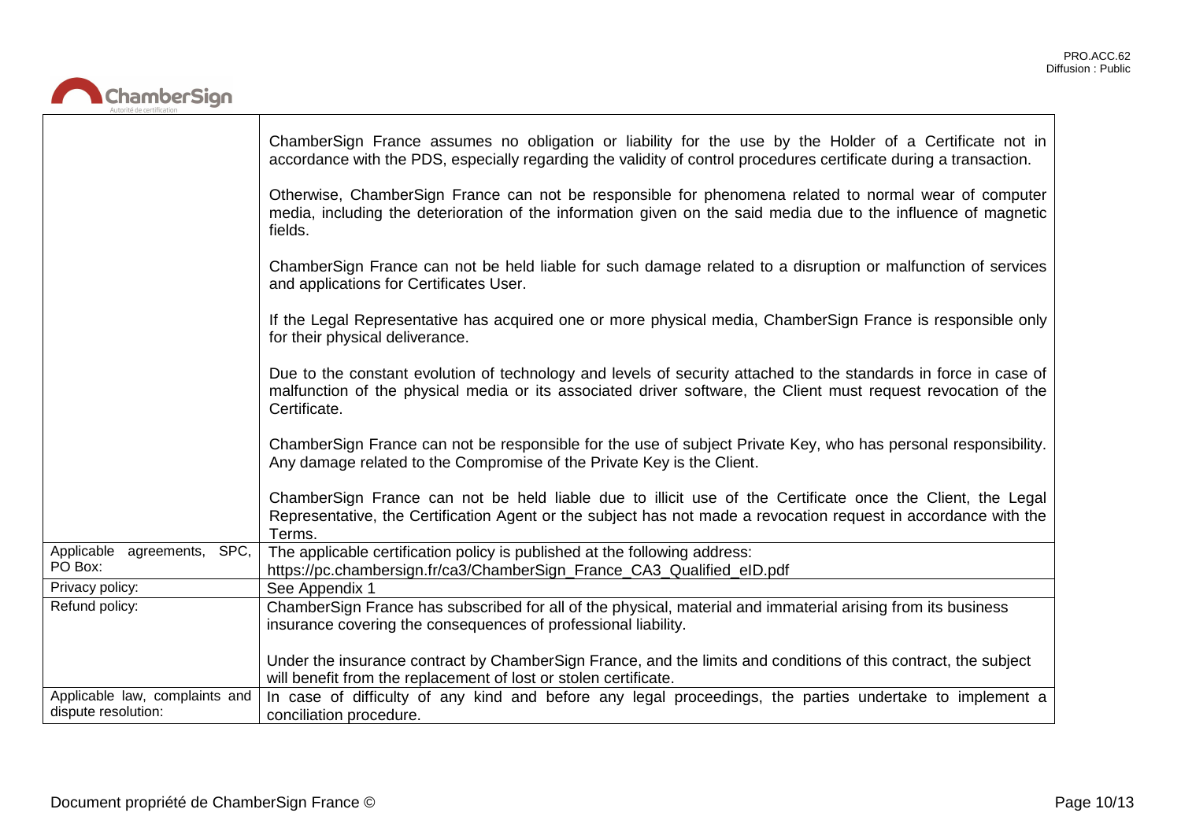| | |
|---|---|
| | ChamberSign France assumes no obligation or liability for the use by the Holder of a Certificate not in accordance with the PDS, especially regarding the validity of control procedures certificate during a transaction.<br><br>Otherwise, ChamberSign France can not be responsible for phenomena related to normal wear of computer media, including the deterioration of the information given on the said media due to the influence of magnetic fields.<br><br>ChamberSign France can not be held liable for such damage related to a disruption or malfunction of services and applications for Certificates User.<br><br>If the Legal Representative has acquired one or more physical media, ChamberSign France is responsible only for their physical deliverance.<br><br>Due to the constant evolution of technology and levels of security attached to the standards in force in case of malfunction of the physical media or its associated driver software, the Client must request revocation of the Certificate.<br><br>ChamberSign France can not be responsible for the use of subject Private Key, who has personal responsibility. Any damage related to the Compromise of the Private Key is the Client.<br><br>ChamberSign France can not be held liable due to illicit use of the Certificate once the Client, the Legal Representative, the Certification Agent or the subject has not made a revocation request in accordance with the Terms. |
| Applicable agreements, SPC, PO Box: | The applicable certification policy is published at the following address:<br>https://pc.chambersign.fr/ca3/ChamberSign_France_CA3_Qualified_eID.pdf |
| Privacy policy: | See Appendix 1 |
| Refund policy: | ChamberSign France has subscribed for all of the physical, material and immaterial arising from its business insurance covering the consequences of professional liability.<br><br>Under the insurance contract by ChamberSign France, and the limits and conditions of this contract, the subject will benefit from the replacement of lost or stolen certificate. |
| Applicable law, complaints and dispute resolution: | In case of difficulty of any kind and before any legal proceedings, the parties undertake to implement a conciliation procedure. |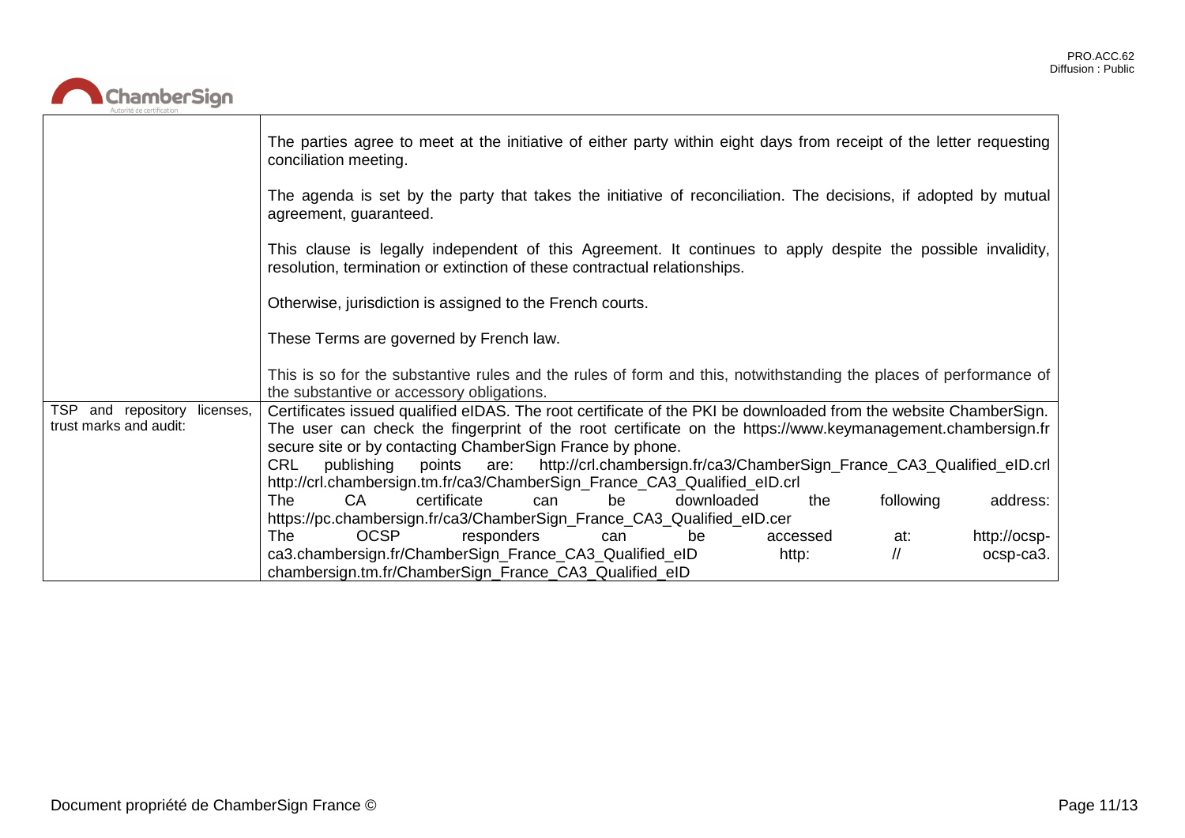| | |
|---|---|
| | The parties agree to meet at the initiative of either party within eight days from receipt of the letter requesting conciliation meeting.<br><br>The agenda is set by the party that takes the initiative of reconciliation. The decisions, if adopted by mutual agreement, guaranteed.<br><br>This clause is legally independent of this Agreement. It continues to apply despite the possible invalidity, resolution, termination or extinction of these contractual relationships.<br><br>Otherwise, jurisdiction is assigned to the French courts.<br><br>These Terms are governed by French law.<br><br>This is so for the substantive rules and the rules of form and this, notwithstanding the places of performance of the substantive or accessory obligations. |
| TSP and repository licenses, trust marks and audit: | Certificates issued qualified eIDAS. The root certificate of the PKI be downloaded from the website ChamberSign. The user can check the fingerprint of the root certificate on the https://www.keymanagement.chambersign.fr secure site or by contacting ChamberSign France by phone.<br>CRL publishing points are: http://crl.chambersign.fr/ca3/ChamberSign_France_CA3_Qualified_eID.crl http://crl.chambersign.tm.fr/ca3/ChamberSign_France_CA3_Qualified_eID.crl<br>The CA certificate can be downloaded the following address: https://pc.chambersign.fr/ca3/ChamberSign_France_CA3_Qualified_eID.cer<br>The OCSP responders can be accessed at: http://ocsp-ca3.chambersign.fr/ChamberSign_France_CA3_Qualified_eID http: // ocsp-ca3. chambersign.tm.fr/ChamberSign_France_CA3_Qualified_eID |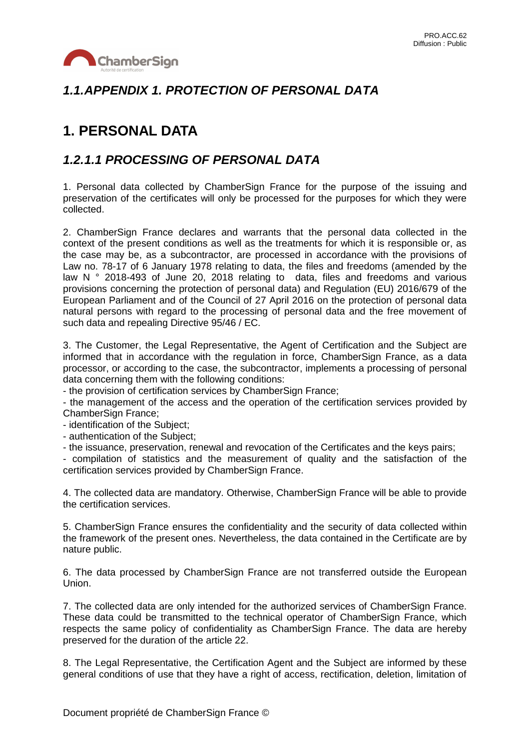## *1.1.APPENDIX 1. PROTECTION OF PERSONAL DATA*

# 1. PERSONAL DATA

## *1.2.1.1 PROCESSING OF PERSONAL DATA*

1. Personal data collected by ChamberSign France for the purpose of the issuing and preservation of the certificates will only be processed for the purposes for which they were collected.

2. ChamberSign France declares and warrants that the personal data collected in the context of the present conditions as well as the treatments for which it is responsible or, as the case may be, as a subcontractor, are processed in accordance with the provisions of Law no. 78-17 of 6 January 1978 relating to data, the files and freedoms (amended by the law N ° 2018-493 of June 20, 2018 relating to data, files and freedoms and various provisions concerning the protection of personal data) and Regulation (EU) 2016/679 of the European Parliament and of the Council of 27 April 2016 on the protection of personal data natural persons with regard to the processing of personal data and the free movement of such data and repealing Directive 95/46 / EC.

3. The Customer, the Legal Representative, the Agent of Certification and the Subject are informed that in accordance with the regulation in force, ChamberSign France, as a data processor, or according to the case, the subcontractor, implements a processing of personal data concerning them with the following conditions:
- the provision of certification services by ChamberSign France;
- the management of the access and the operation of the certification services provided by ChamberSign France;
- identification of the Subject;
- authentication of the Subject;
- the issuance, preservation, renewal and revocation of the Certificates and the keys pairs;
- compilation of statistics and the measurement of quality and the satisfaction of the certification services provided by ChamberSign France.

4. The collected data are mandatory. Otherwise, ChamberSign France will be able to provide the certification services.

5. ChamberSign France ensures the confidentiality and the security of data collected within the framework of the present ones. Nevertheless, the data contained in the Certificate are by nature public.

6. The data processed by ChamberSign France are not transferred outside the European Union.

7. The collected data are only intended for the authorized services of ChamberSign France. These data could be transmitted to the technical operator of ChamberSign France, which respects the same policy of confidentiality as ChamberSign France. The data are hereby preserved for the duration of the article 22.

8. The Legal Representative, the Certification Agent and the Subject are informed by these general conditions of use that they have a right of access, rectification, deletion, limitation of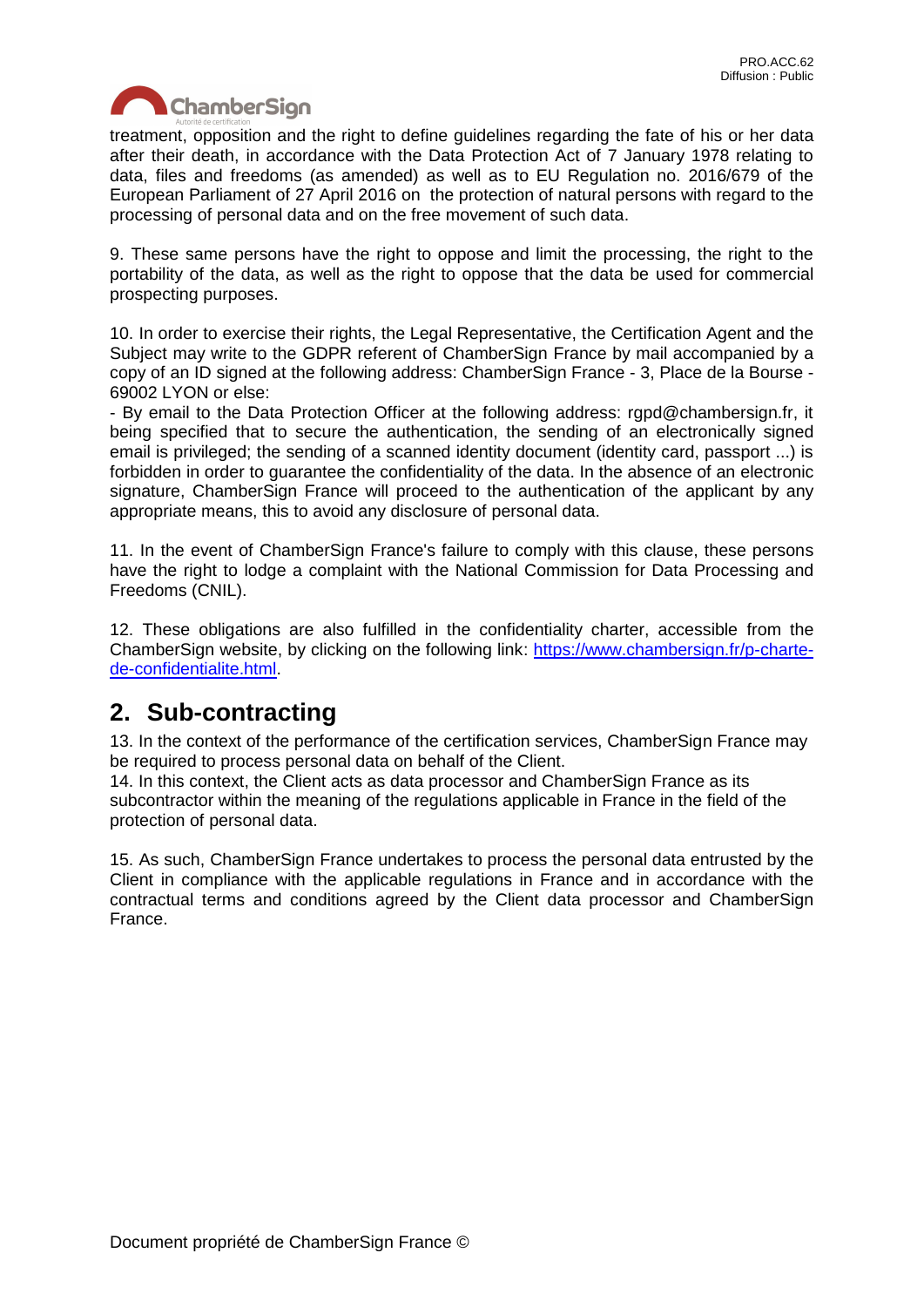treatment, opposition and the right to define guidelines regarding the fate of his or her data after their death, in accordance with the Data Protection Act of 7 January 1978 relating to data, files and freedoms (as amended) as well as to EU Regulation no. 2016/679 of the European Parliament of 27 April 2016 on the protection of natural persons with regard to the processing of personal data and on the free movement of such data.

9. These same persons have the right to oppose and limit the processing, the right to the portability of the data, as well as the right to oppose that the data be used for commercial prospecting purposes.

10. In order to exercise their rights, the Legal Representative, the Certification Agent and the Subject may write to the GDPR referent of ChamberSign France by mail accompanied by a copy of an ID signed at the following address: ChamberSign France - 3, Place de la Bourse - 69002 LYON or else:
- By email to the Data Protection Officer at the following address: rgpd@chambersign.fr, it being specified that to secure the authentication, the sending of an electronically signed email is privileged; the sending of a scanned identity document (identity card, passport ...) is forbidden in order to guarantee the confidentiality of the data. In the absence of an electronic signature, ChamberSign France will proceed to the authentication of the applicant by any appropriate means, this to avoid any disclosure of personal data.

11. In the event of ChamberSign France's failure to comply with this clause, these persons have the right to lodge a complaint with the National Commission for Data Processing and Freedoms (CNIL).

12. These obligations are also fulfilled in the confidentiality charter, accessible from the ChamberSign website, by clicking on the following link: [https://www.chambersign.fr/p-charte-de-confidentialite.html](https://www.chambersign.fr/p-charte-de-confidentialite.html).

## 2. Sub-contracting

13. In the context of the performance of the certification services, ChamberSign France may be required to process personal data on behalf of the Client.
14. In this context, the Client acts as data processor and ChamberSign France as its subcontractor within the meaning of the regulations applicable in France in the field of the protection of personal data.

15. As such, ChamberSign France undertakes to process the personal data entrusted by the Client in compliance with the applicable regulations in France and in accordance with the contractual terms and conditions agreed by the Client data processor and ChamberSign France.